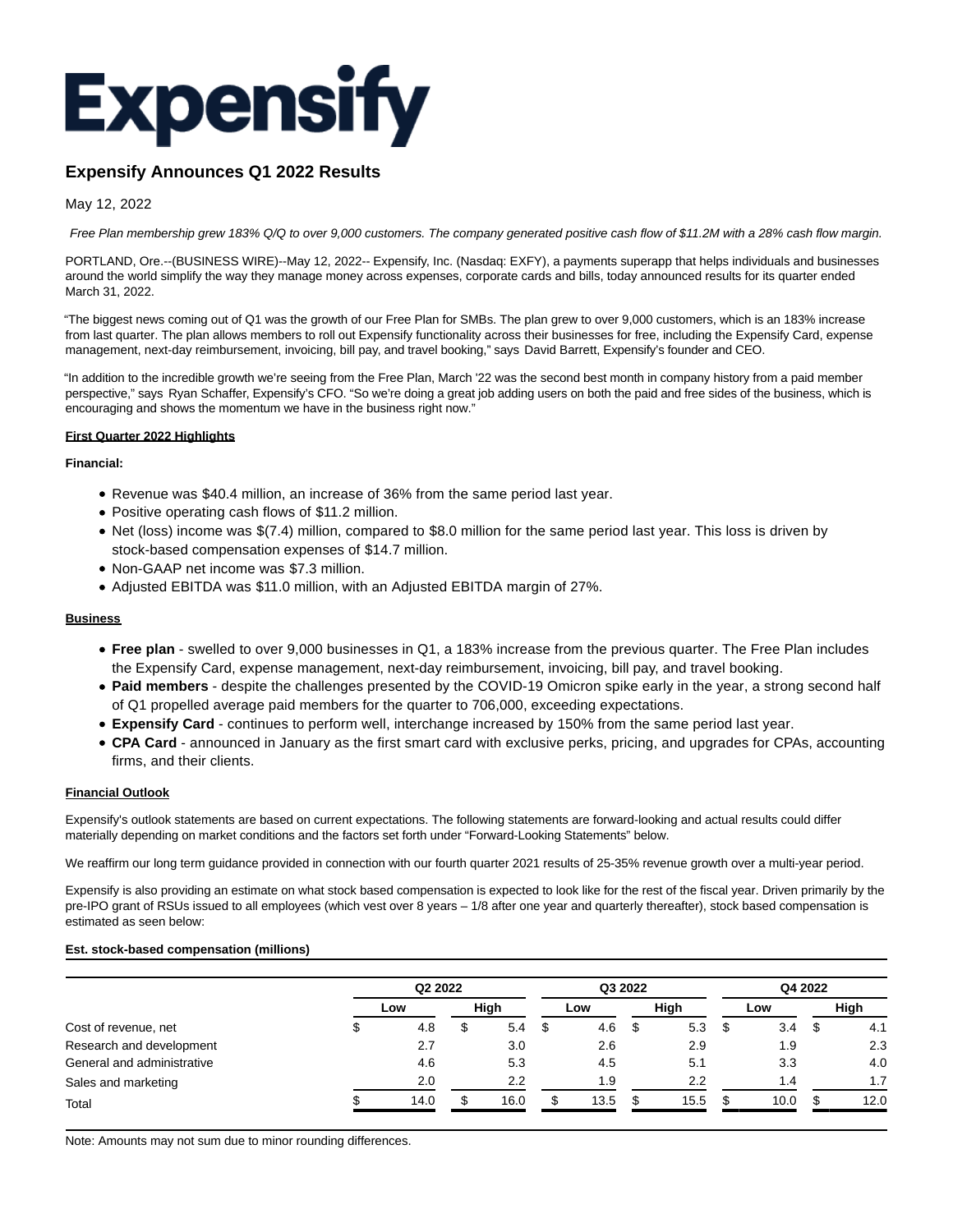# Expensify

## Expensify Announces Q1 2022 Results

May 12, 2022

*Free Plan membership grew 183% Q/Q to over 9,000 customers. The company generated positive cash flow of $11.2M with a 28% cash flow margin.*

PORTLAND, Ore.--(BUSINESS WIRE)--May 12, 2022-- Expensify, Inc. (Nasdaq: EXFY), a payments superapp that helps individuals and businesses around the world simplify the way they manage money across expenses, corporate cards and bills, today announced results for its quarter ended March 31, 2022.

"The biggest news coming out of Q1 was the growth of our Free Plan for SMBs. The plan grew to over 9,000 customers, which is an 183% increase from last quarter. The plan allows members to roll out Expensify functionality across their businesses for free, including the Expensify Card, expense management, next-day reimbursement, invoicing, bill pay, and travel booking," says David Barrett, Expensify's founder and CEO.

"In addition to the incredible growth we're seeing from the Free Plan, March '22 was the second best month in company history from a paid member perspective," says Ryan Schaffer, Expensify's CFO. "So we're doing a great job adding users on both the paid and free sides of the business, which is encouraging and shows the momentum we have in the business right now."

**First Quarter 2022 Highlights**

**Financial:**

- Revenue was $40.4 million, an increase of 36% from the same period last year.
- Positive operating cash flows of $11.2 million.
- Net (loss) income was $(7.4) million, compared to $8.0 million for the same period last year. This loss is driven by stock-based compensation expenses of $14.7 million.
- Non-GAAP net income was $7.3 million.
- Adjusted EBITDA was $11.0 million, with an Adjusted EBITDA margin of 27%.

**Business**

- **Free plan** - swelled to over 9,000 businesses in Q1, a 183% increase from the previous quarter. The Free Plan includes the Expensify Card, expense management, next-day reimbursement, invoicing, bill pay, and travel booking.
- **Paid members** - despite the challenges presented by the COVID-19 Omicron spike early in the year, a strong second half of Q1 propelled average paid members for the quarter to 706,000, exceeding expectations.
- **Expensify Card** - continues to perform well, interchange increased by 150% from the same period last year.
- **CPA Card** - announced in January as the first smart card with exclusive perks, pricing, and upgrades for CPAs, accounting firms, and their clients.

**Financial Outlook**

Expensify's outlook statements are based on current expectations. The following statements are forward-looking and actual results could differ materially depending on market conditions and the factors set forth under "Forward-Looking Statements" below.

We reaffirm our long term guidance provided in connection with our fourth quarter 2021 results of 25-35% revenue growth over a multi-year period.

Expensify is also providing an estimate on what stock based compensation is expected to look like for the rest of the fiscal year. Driven primarily by the pre-IPO grant of RSUs issued to all employees (which vest over 8 years – 1/8 after one year and quarterly thereafter), stock based compensation is estimated as seen below:

**Est. stock-based compensation (millions)**

| | Q2 2022 | | Q3 2022 | | Q4 2022 | |
|---|---|---|---|---|---|---|
| | Low | High | Low | High | Low | High |
| Cost of revenue, net | $ 4.8 | $ 5.4 | $ 4.6 | $ 5.3 | $ 3.4 | $ 4.1 |
| Research and development | 2.7 | 3.0 | 2.6 | 2.9 | 1.9 | 2.3 |
| General and administrative | 4.6 | 5.3 | 4.5 | 5.1 | 3.3 | 4.0 |
| Sales and marketing | 2.0 | 2.2 | 1.9 | 2.2 | 1.4 | 1.7 |
| Total | $ 14.0 | $ 16.0 | $ 13.5 | $ 15.5 | $ 10.0 | $ 12.0 |

Note: Amounts may not sum due to minor rounding differences.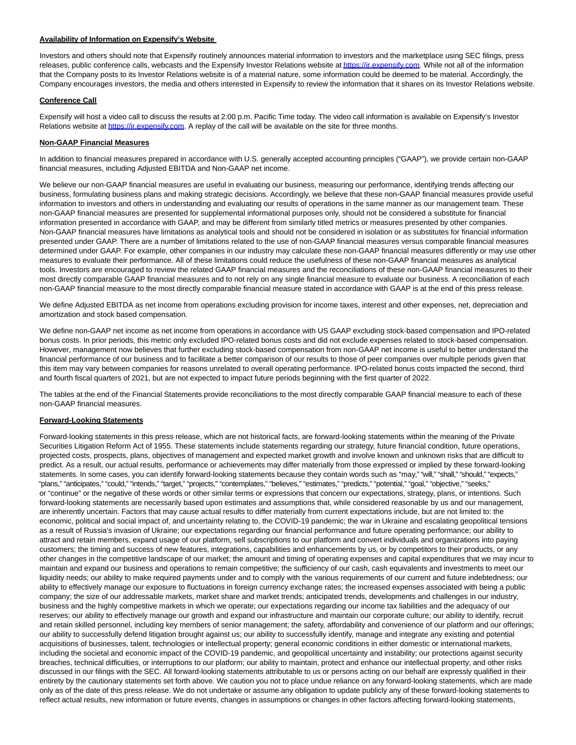**Availability of Information on Expensify's Website**

Investors and others should note that Expensify routinely announces material information to investors and the marketplace using SEC filings, press releases, public conference calls, webcasts and the Expensify Investor Relations website at https://ir.expensify.com. While not all of the information that the Company posts to its Investor Relations website is of a material nature, some information could be deemed to be material. Accordingly, the Company encourages investors, the media and others interested in Expensify to review the information that it shares on its Investor Relations website.

**Conference Call**

Expensify will host a video call to discuss the results at 2:00 p.m. Pacific Time today. The video call information is available on Expensify's Investor Relations website at https://ir.expensify.com. A replay of the call will be available on the site for three months.

**Non-GAAP Financial Measures**

In addition to financial measures prepared in accordance with U.S. generally accepted accounting principles ("GAAP"), we provide certain non-GAAP financial measures, including Adjusted EBITDA and Non-GAAP net income.

We believe our non-GAAP financial measures are useful in evaluating our business, measuring our performance, identifying trends affecting our business, formulating business plans and making strategic decisions. Accordingly, we believe that these non-GAAP financial measures provide useful information to investors and others in understanding and evaluating our results of operations in the same manner as our management team. These non-GAAP financial measures are presented for supplemental informational purposes only, should not be considered a substitute for financial information presented in accordance with GAAP, and may be different from similarly titled metrics or measures presented by other companies. Non-GAAP financial measures have limitations as analytical tools and should not be considered in isolation or as substitutes for financial information presented under GAAP. There are a number of limitations related to the use of non-GAAP financial measures versus comparable financial measures determined under GAAP. For example, other companies in our industry may calculate these non-GAAP financial measures differently or may use other measures to evaluate their performance. All of these limitations could reduce the usefulness of these non-GAAP financial measures as analytical tools. Investors are encouraged to review the related GAAP financial measures and the reconciliations of these non-GAAP financial measures to their most directly comparable GAAP financial measures and to not rely on any single financial measure to evaluate our business. A reconciliation of each non-GAAP financial measure to the most directly comparable financial measure stated in accordance with GAAP is at the end of this press release.

We define Adjusted EBITDA as net income from operations excluding provision for income taxes, interest and other expenses, net, depreciation and amortization and stock based compensation.

We define non-GAAP net income as net income from operations in accordance with US GAAP excluding stock-based compensation and IPO-related bonus costs. In prior periods, this metric only excluded IPO-related bonus costs and did not exclude expenses related to stock-based compensation. However, management now believes that further excluding stock-based compensation from non-GAAP net income is useful to better understand the financial performance of our business and to facilitate a better comparison of our results to those of peer companies over multiple periods given that this item may vary between companies for reasons unrelated to overall operating performance. IPO-related bonus costs impacted the second, third and fourth fiscal quarters of 2021, but are not expected to impact future periods beginning with the first quarter of 2022.

The tables at the end of the Financial Statements provide reconciliations to the most directly comparable GAAP financial measure to each of these non-GAAP financial measures.

**Forward-Looking Statements**

Forward-looking statements in this press release, which are not historical facts, are forward-looking statements within the meaning of the Private Securities Litigation Reform Act of 1955. These statements include statements regarding our strategy, future financial condition, future operations, projected costs, prospects, plans, objectives of management and expected market growth and involve known and unknown risks that are difficult to predict. As a result, our actual results, performance or achievements may differ materially from those expressed or implied by these forward-looking statements. In some cases, you can identify forward-looking statements because they contain words such as "may," "will," "shall," "should," "expects," "plans," "anticipates," "could," "intends," "target," "projects," "contemplates," "believes," "estimates," "predicts," "potential," "goal," "objective," "seeks," or "continue" or the negative of these words or other similar terms or expressions that concern our expectations, strategy, plans, or intentions. Such forward-looking statements are necessarily based upon estimates and assumptions that, while considered reasonable by us and our management, are inherently uncertain. Factors that may cause actual results to differ materially from current expectations include, but are not limited to: the economic, political and social impact of, and uncertainty relating to, the COVID-19 pandemic; the war in Ukraine and escalating geopolitical tensions as a result of Russia's invasion of Ukraine; our expectations regarding our financial performance and future operating performance; our ability to attract and retain members, expand usage of our platform, sell subscriptions to our platform and convert individuals and organizations into paying customers; the timing and success of new features, integrations, capabilities and enhancements by us, or by competitors to their products, or any other changes in the competitive landscape of our market; the amount and timing of operating expenses and capital expenditures that we may incur to maintain and expand our business and operations to remain competitive; the sufficiency of our cash, cash equivalents and investments to meet our liquidity needs; our ability to make required payments under and to comply with the various requirements of our current and future indebtedness; our ability to effectively manage our exposure to fluctuations in foreign currency exchange rates; the increased expenses associated with being a public company; the size of our addressable markets, market share and market trends; anticipated trends, developments and challenges in our industry, business and the highly competitive markets in which we operate; our expectations regarding our income tax liabilities and the adequacy of our reserves; our ability to effectively manage our growth and expand our infrastructure and maintain our corporate culture; our ability to identify, recruit and retain skilled personnel, including key members of senior management; the safety, affordability and convenience of our platform and our offerings; our ability to successfully defend litigation brought against us; our ability to successfully identify, manage and integrate any existing and potential acquisitions of businesses, talent, technologies or intellectual property; general economic conditions in either domestic or international markets, including the societal and economic impact of the COVID-19 pandemic, and geopolitical uncertainty and instability; our protections against security breaches, technical difficulties, or interruptions to our platform; our ability to maintain, protect and enhance our intellectual property; and other risks discussed in our filings with the SEC. All forward-looking statements attributable to us or persons acting on our behalf are expressly qualified in their entirety by the cautionary statements set forth above. We caution you not to place undue reliance on any forward-looking statements, which are made only as of the date of this press release. We do not undertake or assume any obligation to update publicly any of these forward-looking statements to reflect actual results, new information or future events, changes in assumptions or changes in other factors affecting forward-looking statements,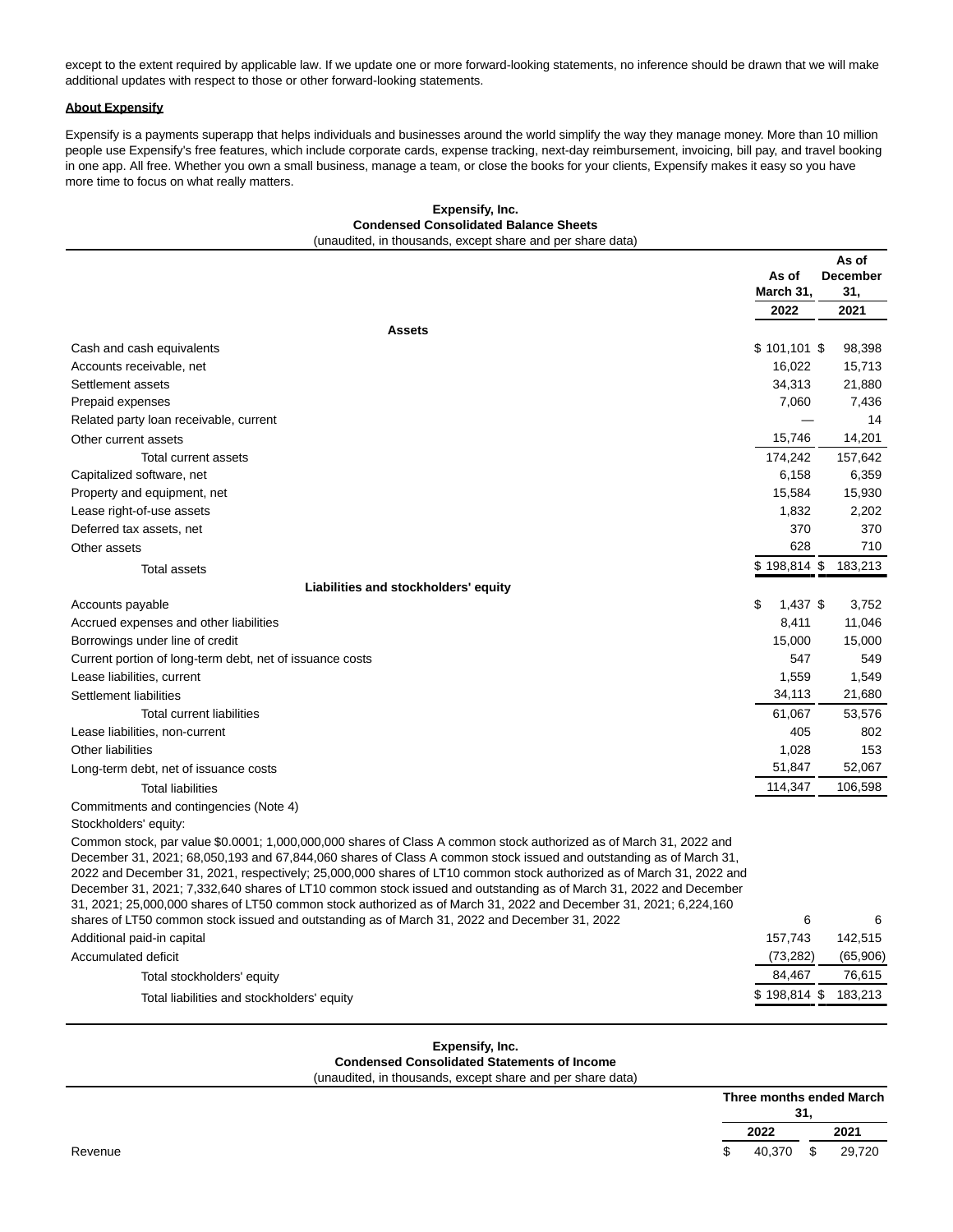except to the extent required by applicable law. If we update one or more forward-looking statements, no inference should be drawn that we will make additional updates with respect to those or other forward-looking statements.

**About Expensify**

Expensify is a payments superapp that helps individuals and businesses around the world simplify the way they manage money. More than 10 million people use Expensify's free features, which include corporate cards, expense tracking, next-day reimbursement, invoicing, bill pay, and travel booking in one app. All free. Whether you own a small business, manage a team, or close the books for your clients, Expensify makes it easy so you have more time to focus on what really matters.

**Expensify, Inc.**
**Condensed Consolidated Balance Sheets**
(unaudited, in thousands, except share and per share data)

| | As of March 31, 2022 | As of December 31, 2021 |
|---|---|---|
| **Assets** | | |
| Cash and cash equivalents | $ 101,101 | $ 98,398 |
| Accounts receivable, net | 16,022 | 15,713 |
| Settlement assets | 34,313 | 21,880 |
| Prepaid expenses | 7,060 | 7,436 |
| Related party loan receivable, current | — | 14 |
| Other current assets | 15,746 | 14,201 |
| Total current assets | 174,242 | 157,642 |
| Capitalized software, net | 6,158 | 6,359 |
| Property and equipment, net | 15,584 | 15,930 |
| Lease right-of-use assets | 1,832 | 2,202 |
| Deferred tax assets, net | 370 | 370 |
| Other assets | 628 | 710 |
| Total assets | $ 198,814 | $ 183,213 |
| **Liabilities and stockholders' equity** | | |
| Accounts payable | $ 1,437 | $ 3,752 |
| Accrued expenses and other liabilities | 8,411 | 11,046 |
| Borrowings under line of credit | 15,000 | 15,000 |
| Current portion of long-term debt, net of issuance costs | 547 | 549 |
| Lease liabilities, current | 1,559 | 1,549 |
| Settlement liabilities | 34,113 | 21,680 |
| Total current liabilities | 61,067 | 53,576 |
| Lease liabilities, non-current | 405 | 802 |
| Other liabilities | 1,028 | 153 |
| Long-term debt, net of issuance costs | 51,847 | 52,067 |
| Total liabilities | 114,347 | 106,598 |
| Commitments and contingencies (Note 4) | | |
| Stockholders' equity: | | |
| Common stock, par value $0.0001; 1,000,000,000 shares of Class A common stock authorized as of March 31, 2022 and December 31, 2021; 68,050,193 and 67,844,060 shares of Class A common stock issued and outstanding as of March 31, 2022 and December 31, 2021, respectively; 25,000,000 shares of LT10 common stock authorized as of March 31, 2022 and December 31, 2021; 7,332,640 shares of LT10 common stock issued and outstanding as of March 31, 2022 and December 31, 2021; 25,000,000 shares of LT50 common stock authorized as of March 31, 2022 and December 31, 2021; 6,224,160 shares of LT50 common stock issued and outstanding as of March 31, 2022 and December 31, 2022 | 6 | 6 |
| Additional paid-in capital | 157,743 | 142,515 |
| Accumulated deficit | (73,282) | (65,906) |
| Total stockholders' equity | 84,467 | 76,615 |
| Total liabilities and stockholders' equity | $ 198,814 | $ 183,213 |

**Expensify, Inc.**
**Condensed Consolidated Statements of Income**
(unaudited, in thousands, except share and per share data)

| | Three months ended March 31, 2022 | Three months ended March 31, 2021 |
|---|---|---|
| Revenue | $ 40,370 | $ 29,720 |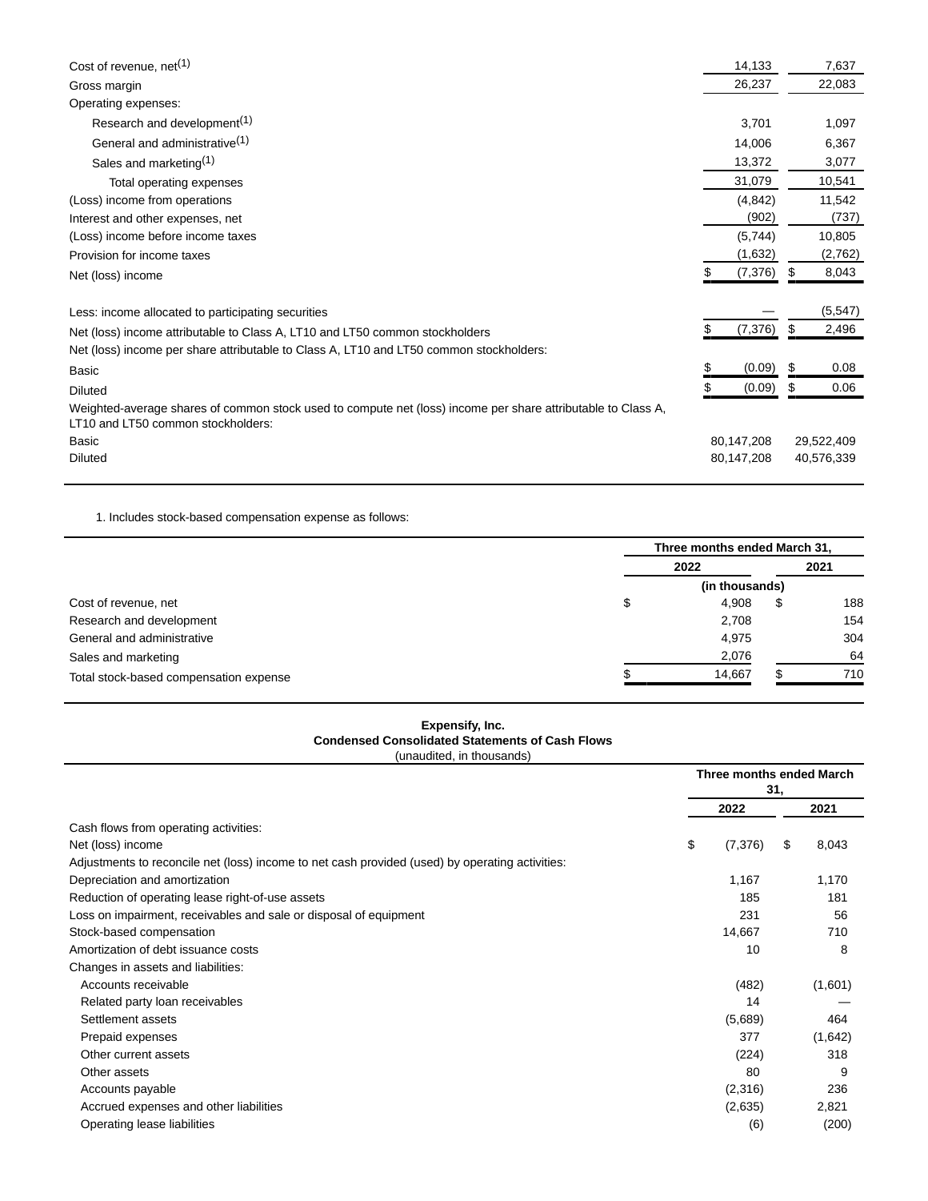| | | |
|---|---|---|
| Cost of revenue, net[1] | 14,133 | 7,637 |
| Gross margin | 26,237 | 22,083 |
| Operating expenses: | | |
| Research and development[1] | 3,701 | 1,097 |
| General and administrative[1] | 14,006 | 6,367 |
| Sales and marketing[1] | 13,372 | 3,077 |
| Total operating expenses | 31,079 | 10,541 |
| (Loss) income from operations | (4,842) | 11,542 |
| Interest and other expenses, net | (902) | (737) |
| (Loss) income before income taxes | (5,744) | 10,805 |
| Provision for income taxes | (1,632) | (2,762) |
| Net (loss) income | $ (7,376) | $ 8,043 |
| | | |
| Less: income allocated to participating securities | — | (5,547) |
| Net (loss) income attributable to Class A, LT10 and LT50 common stockholders | $ (7,376) | $ 2,496 |
| Net (loss) income per share attributable to Class A, LT10 and LT50 common stockholders: | | |
| Basic | $ (0.09) | $ 0.08 |
| Diluted | $ (0.09) | $ 0.06 |
| Weighted-average shares of common stock used to compute net (loss) income per share attributable to Class A, LT10 and LT50 common stockholders: | | |
| Basic | 80,147,208 | 29,522,409 |
| Diluted | 80,147,208 | 40,576,339 |

1. Includes stock-based compensation expense as follows:

| | Three months ended March 31, | |
|---|---|---|
| | 2022 | 2021 |
| | (in thousands) | |
| Cost of revenue, net | $ 4,908 | $ 188 |
| Research and development | 2,708 | 154 |
| General and administrative | 4,975 | 304 |
| Sales and marketing | 2,076 | 64 |
| Total stock-based compensation expense | $ 14,667 | $ 710 |

**Expensify, Inc.**
**Condensed Consolidated Statements of Cash Flows**
(unaudited, in thousands)

| | Three months ended March 31, | |
|---|---|---|
| | 2022 | 2021 |
| Cash flows from operating activities: | | |
| Net (loss) income | $ (7,376) | $ 8,043 |
| Adjustments to reconcile net (loss) income to net cash provided (used) by operating activities: | | |
| Depreciation and amortization | 1,167 | 1,170 |
| Reduction of operating lease right-of-use assets | 185 | 181 |
| Loss on impairment, receivables and sale or disposal of equipment | 231 | 56 |
| Stock-based compensation | 14,667 | 710 |
| Amortization of debt issuance costs | 10 | 8 |
| Changes in assets and liabilities: | | |
| Accounts receivable | (482) | (1,601) |
| Related party loan receivables | 14 | — |
| Settlement assets | (5,689) | 464 |
| Prepaid expenses | 377 | (1,642) |
| Other current assets | (224) | 318 |
| Other assets | 80 | 9 |
| Accounts payable | (2,316) | 236 |
| Accrued expenses and other liabilities | (2,635) | 2,821 |
| Operating lease liabilities | (6) | (200) |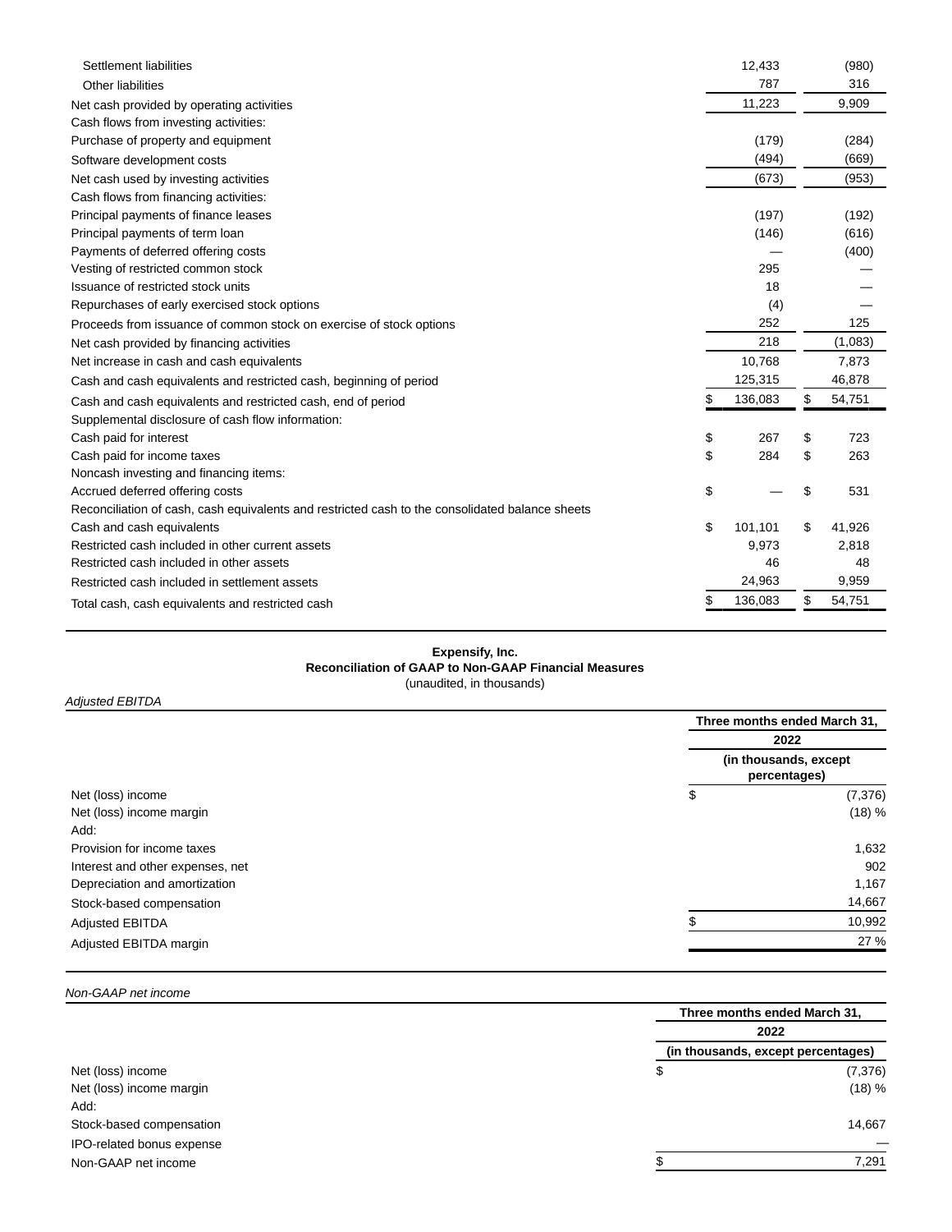| | | |
|---|---|---|
| Settlement liabilities | 12,433 | (980) |
| Other liabilities | 787 | 316 |
| Net cash provided by operating activities | 11,223 | 9,909 |
| Cash flows from investing activities: | | |
| Purchase of property and equipment | (179) | (284) |
| Software development costs | (494) | (669) |
| Net cash used by investing activities | (673) | (953) |
| Cash flows from financing activities: | | |
| Principal payments of finance leases | (197) | (192) |
| Principal payments of term loan | (146) | (616) |
| Payments of deferred offering costs | — | (400) |
| Vesting of restricted common stock | 295 | — |
| Issuance of restricted stock units | 18 | — |
| Repurchases of early exercised stock options | (4) | — |
| Proceeds from issuance of common stock on exercise of stock options | 252 | 125 |
| Net cash provided by financing activities | 218 | (1,083) |
| Net increase in cash and cash equivalents | 10,768 | 7,873 |
| Cash and cash equivalents and restricted cash, beginning of period | 125,315 | 46,878 |
| Cash and cash equivalents and restricted cash, end of period | $ 136,083 | $ 54,751 |
| Supplemental disclosure of cash flow information: | | |
| Cash paid for interest | $ 267 | $ 723 |
| Cash paid for income taxes | $ 284 | $ 263 |
| Noncash investing and financing items: | | |
| Accrued deferred offering costs | $ — | $ 531 |
| Reconciliation of cash, cash equivalents and restricted cash to the consolidated balance sheets | | |
| Cash and cash equivalents | $ 101,101 | $ 41,926 |
| Restricted cash included in other current assets | 9,973 | 2,818 |
| Restricted cash included in other assets | 46 | 48 |
| Restricted cash included in settlement assets | 24,963 | 9,959 |
| Total cash, cash equivalents and restricted cash | $ 136,083 | $ 54,751 |

**Expensify, Inc.**
**Reconciliation of GAAP to Non-GAAP Financial Measures**
(unaudited, in thousands)

*Adjusted EBITDA*

| | Three months ended March 31, 2022 (in thousands, except percentages) |
|---|---|
| Net (loss) income | $ (7,376) |
| Net (loss) income margin | (18) % |
| Add: | |
| Provision for income taxes | 1,632 |
| Interest and other expenses, net | 902 |
| Depreciation and amortization | 1,167 |
| Stock-based compensation | 14,667 |
| Adjusted EBITDA | $ 10,992 |
| Adjusted EBITDA margin | 27 % |

*Non-GAAP net income*

| | Three months ended March 31, 2022 (in thousands, except percentages) |
|---|---|
| Net (loss) income | $ (7,376) |
| Net (loss) income margin | (18) % |
| Add: | |
| Stock-based compensation | 14,667 |
| IPO-related bonus expense | — |
| Non-GAAP net income | $ 7,291 |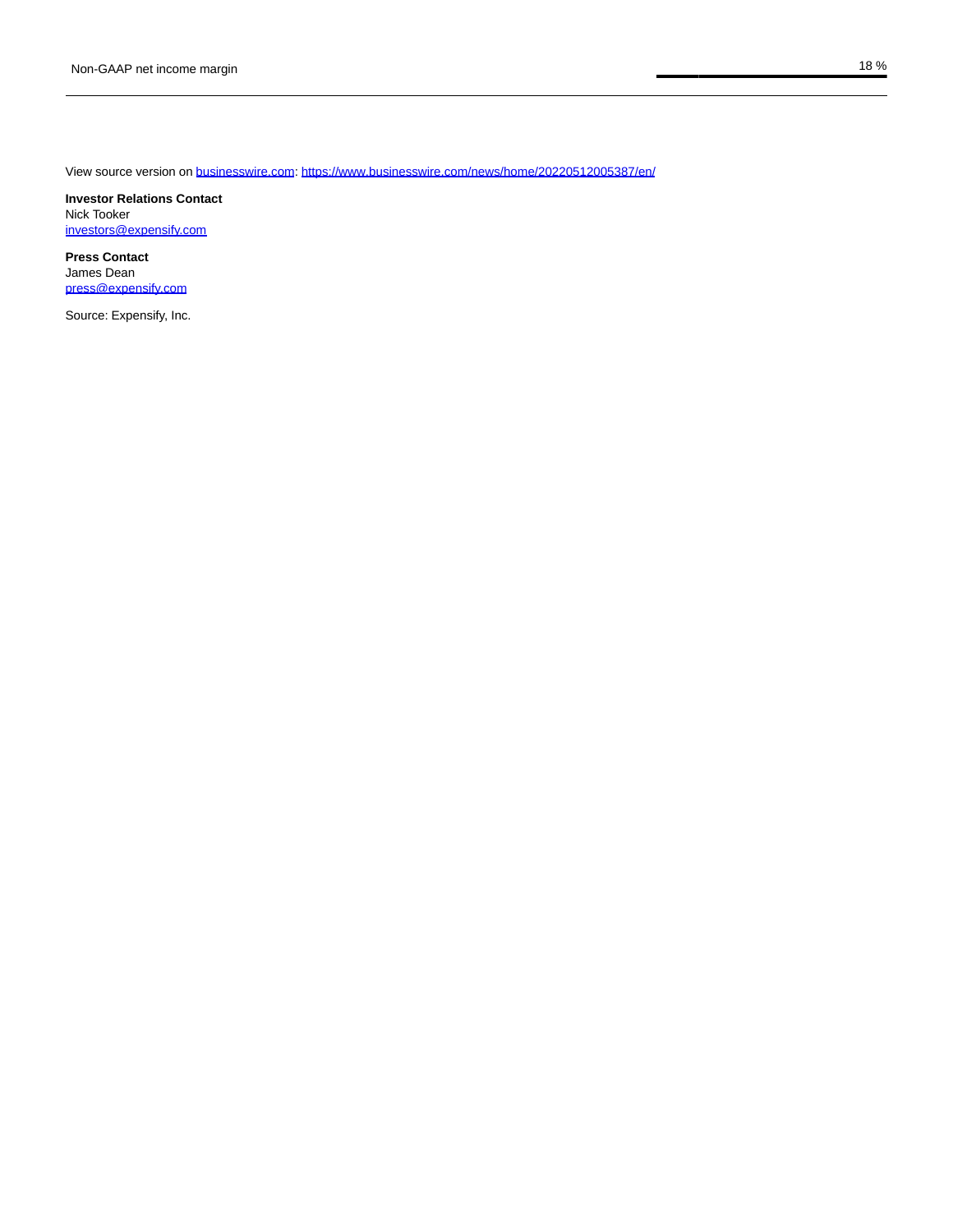| | |
|---|---|
| Non-GAAP net income margin | 18 % |

View source version on businesswire.com: https://www.businesswire.com/news/home/20220512005387/en/

**Investor Relations Contact**
Nick Tooker
investors@expensify.com

**Press Contact**
James Dean
press@expensify.com

Source: Expensify, Inc.